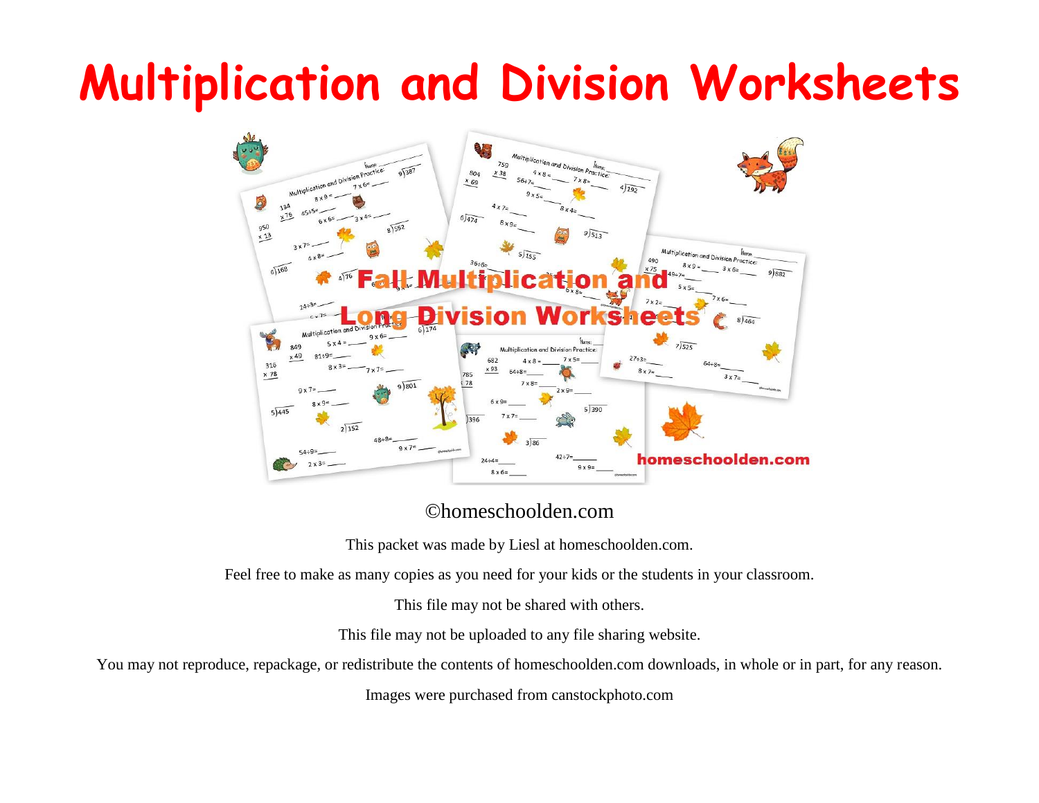# Multiplication and Division Worksheets

©homeschoolden.com

This packet was made by Liesl at homeschoolden.com.

Feel free to make as many copies as you need for your kids or the students in your classroom.

This file may not be shared with others.

This file may not be uploaded to any file sharing website.

You may not reproduce, repackage, or redistribute the contents of homeschoolden.com downloads, in whole or in part, for any reason.

Images were purchased from canstockphoto.com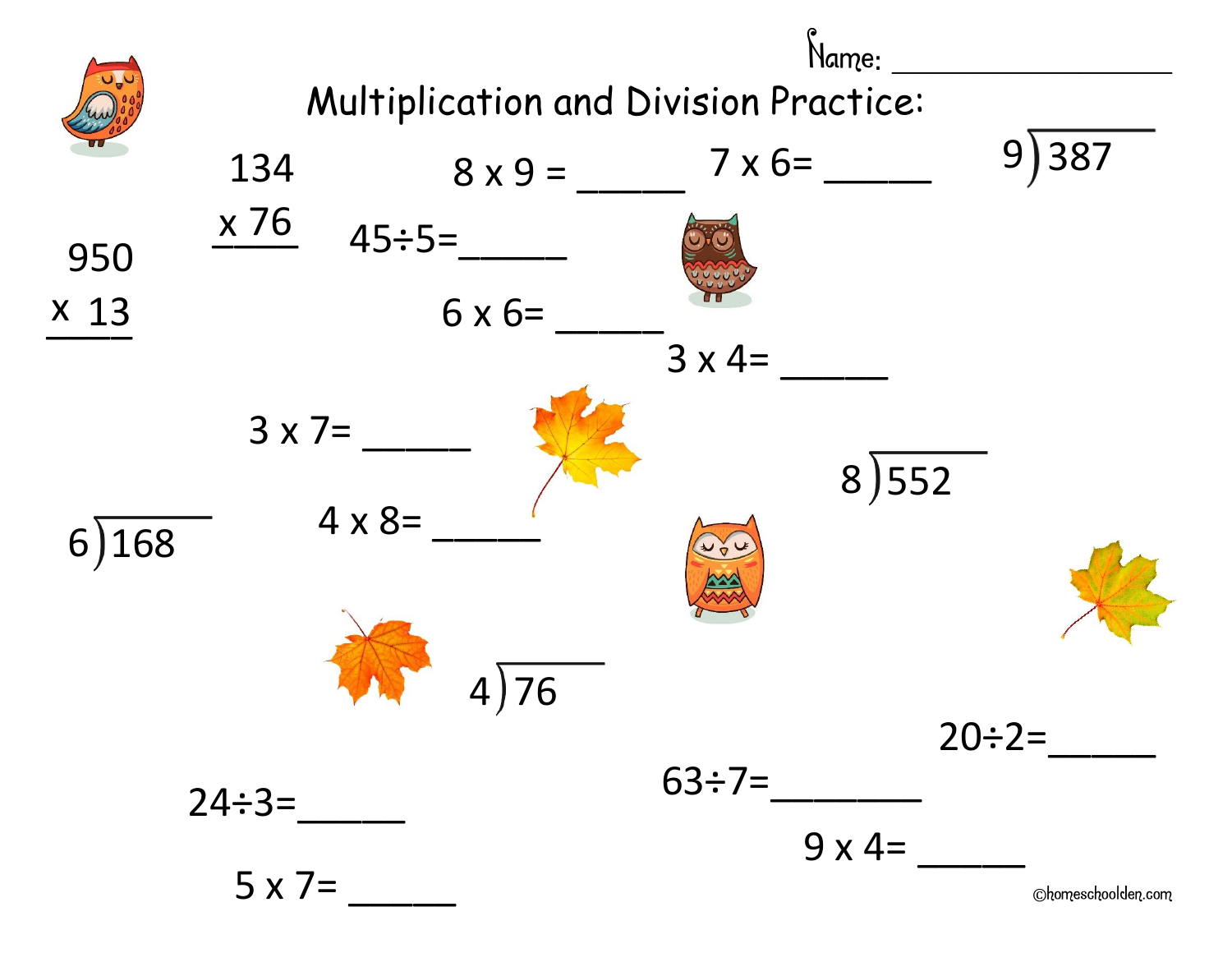Name: ________________

# Multiplication and Division Practice:

$$\begin{array}{r} 134 \\ \times\ 76 \\ \hline \end{array}$$

$8 \times 9 =$ _____

$7 \times 6 =$ _____

$9\overline{)387}$

$$\begin{array}{r} 950 \\ \times\ 13 \\ \hline \end{array}$$

$45 \div 5 =$ _____

$6 \times 6 =$ _____

$3 \times 4 =$ _____

$3 \times 7 =$ _____

$8\overline{)552}$

$6\overline{)168}$

$4 \times 8 =$ _____

$4\overline{)76}$

$20 \div 2 =$ _____

$63 \div 7 =$ _______

$24 \div 3 =$ _____

$9 \times 4 =$ _____

$5 \times 7 =$ _____

©homeschoolden.com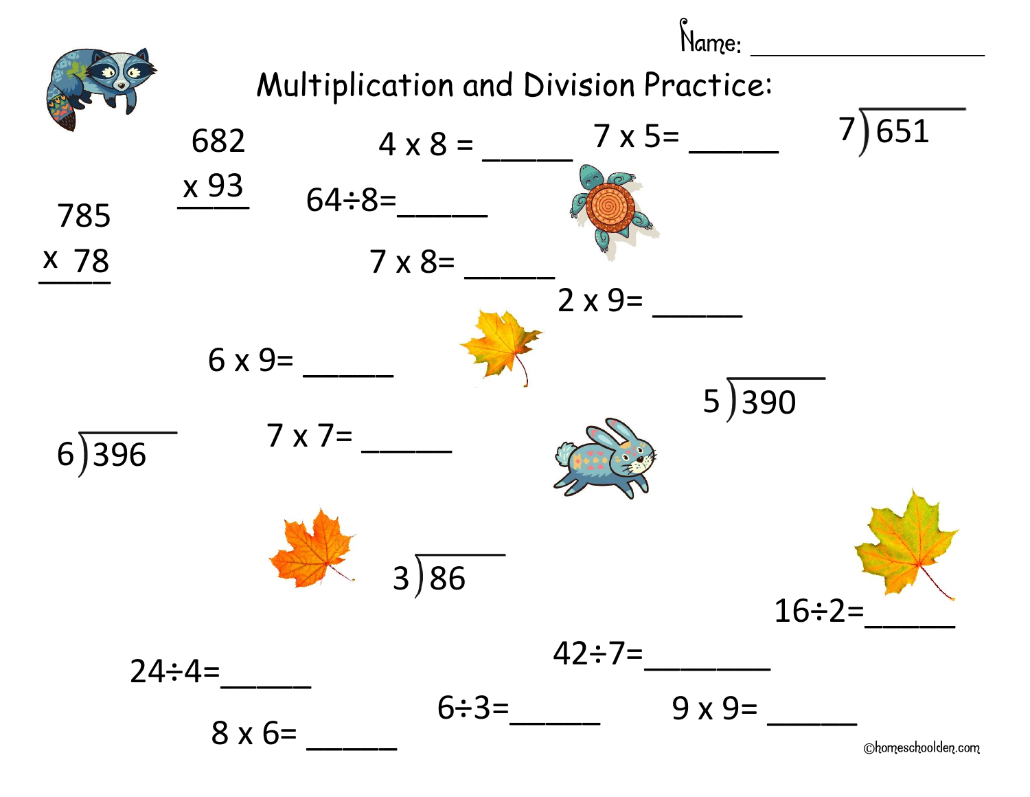Name: ________________

# Multiplication and Division Practice:

$$\begin{array}{r} 682 \\ \times\ 93 \\ \hline \end{array}$$

4 x 8 = _____

7 x 5= _____

$7\overline{)651}$

$$\begin{array}{r} 785 \\ \times\ 78 \\ \hline \end{array}$$

64÷8=_____

7 x 8= _____

2 x 9= _____

6 x 9= _____

$5\overline{)390}$

$6\overline{)396}$

7 x 7= _____

$3\overline{)86}$

16÷2=_____

42÷7=_______

24÷4=_____

6÷3=_____

9 x 9= _____

8 x 6= _____

©homeschoolden.com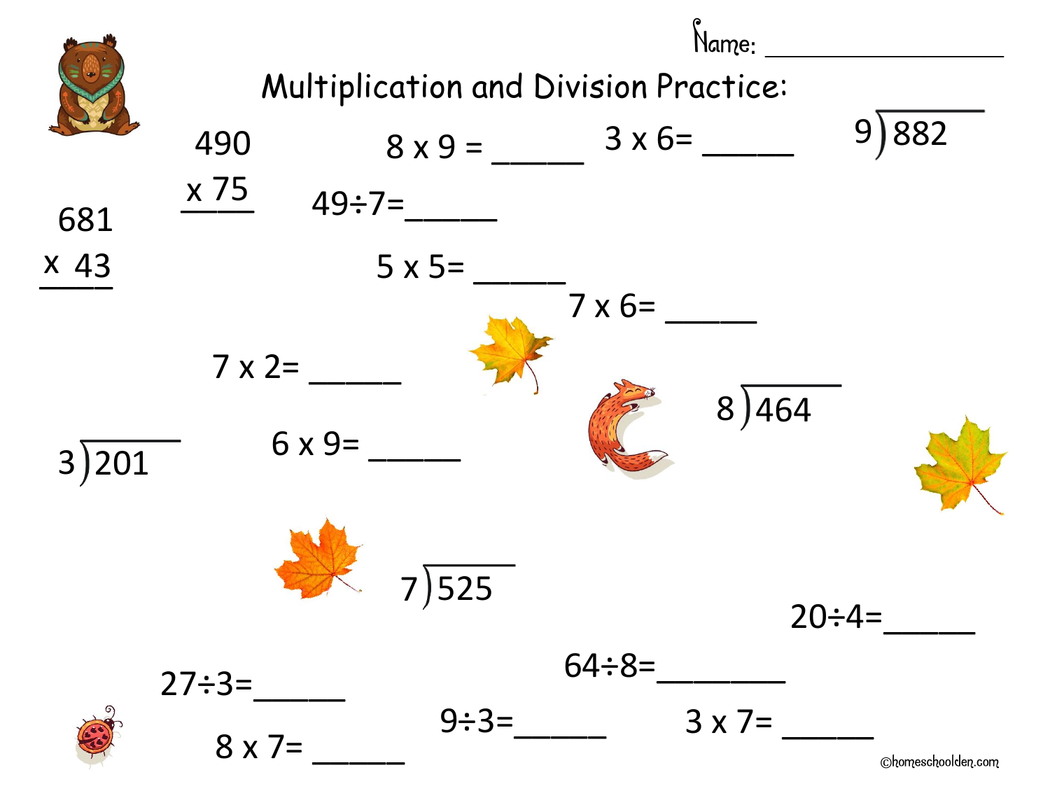Name: ___________________

# Multiplication and Division Practice:

$$\begin{array}{r} 490 \\ \times\ 75 \\ \hline \end{array}$$

8 x 9 = _____

3 x 6= _____

$9\overline{)882}$

$$\begin{array}{r} 681 \\ \times\ 43 \\ \hline \end{array}$$

49÷7=_____

5 x 5= _____

7 x 6= _____

7 x 2= _____

$8\overline{)464}$

$3\overline{)201}$

6 x 9= _____

$7\overline{)525}$

20÷4=_____

64÷8=_______

27÷3=_____

9÷3=_____

3 x 7= _____

8 x 7= _____

©homeschoolden.com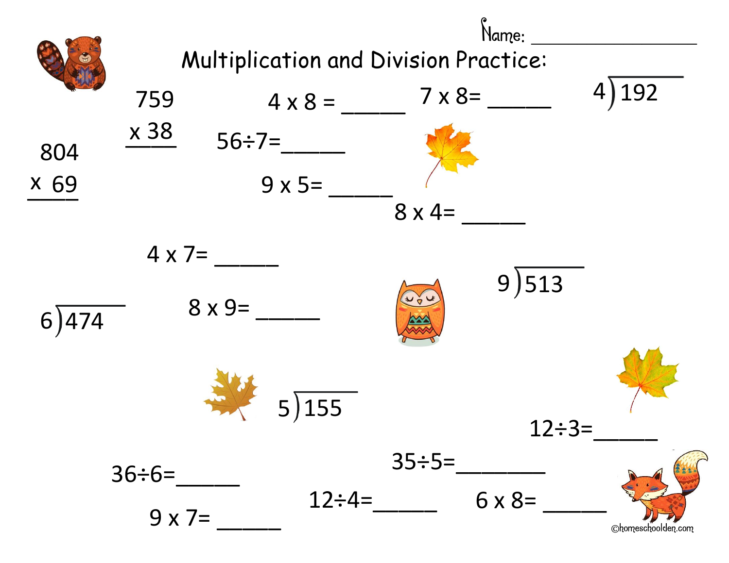Name: ________________

# Multiplication and Division Practice:

$$\begin{array}{r} 759 \\ \times\ 38 \\ \hline \end{array}$$

$4 \times 8 =$ _____

$7 \times 8 =$ _____

$4\overline{)192}$

$$\begin{array}{r} 804 \\ \times\ 69 \\ \hline \end{array}$$

$56 \div 7 =$ _____

$9 \times 5 =$ _____

$8 \times 4 =$ _____

$4 \times 7 =$ _____

$9\overline{)513}$

$6\overline{)474}$

$8 \times 9 =$ _____

$5\overline{)155}$

$12 \div 3 =$ _____

$35 \div 5 =$ _______

$36 \div 6 =$ _____

$12 \div 4 =$ _____

$6 \times 8 =$ _____

$9 \times 7 =$ _____

©homeschoolden.com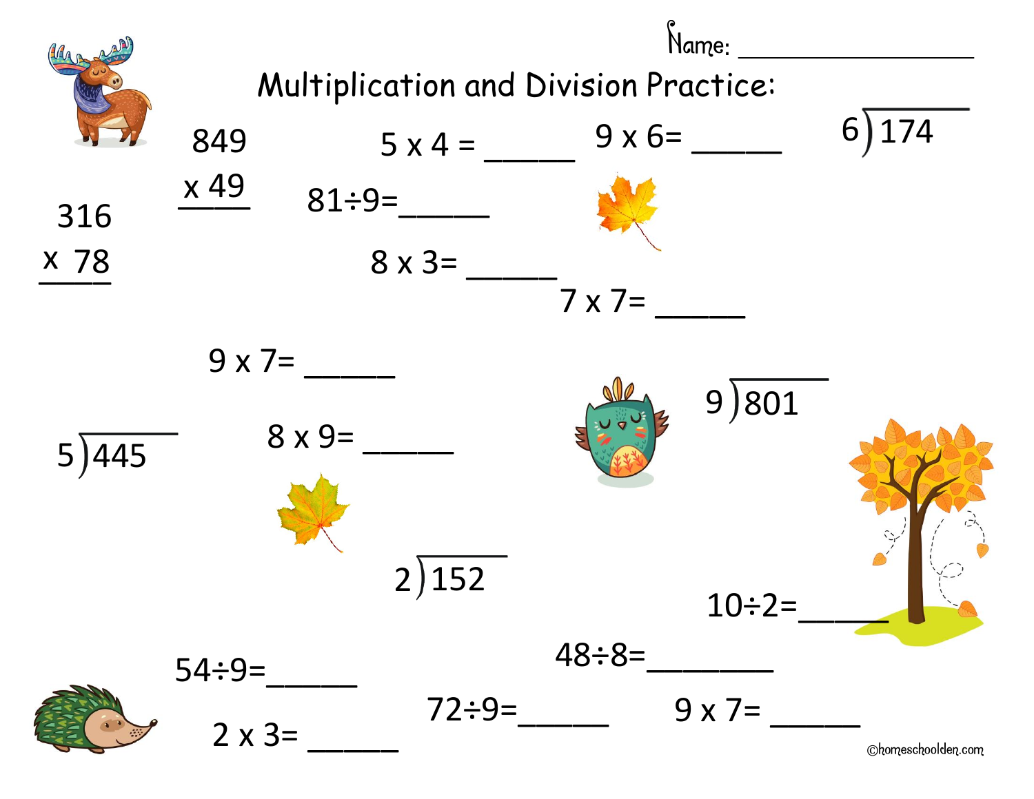Name: ________________

# Multiplication and Division Practice:

$$\begin{array}{r} 849 \\ \times\ 49 \\ \hline \end{array}$$

5 x 4 = _____

9 x 6= _____

6)174

$$\begin{array}{r} 316 \\ \times\ 78 \\ \hline \end{array}$$

81÷9=_____

8 x 3= _____

7 x 7= _____

9 x 7= _____

9)801

5)445

8 x 9= _____

2)152

10÷2=_____

48÷8=_______

54÷9=_____

72÷9=_____

9 x 7= _____

2 x 3= _____

©homeschoolden.com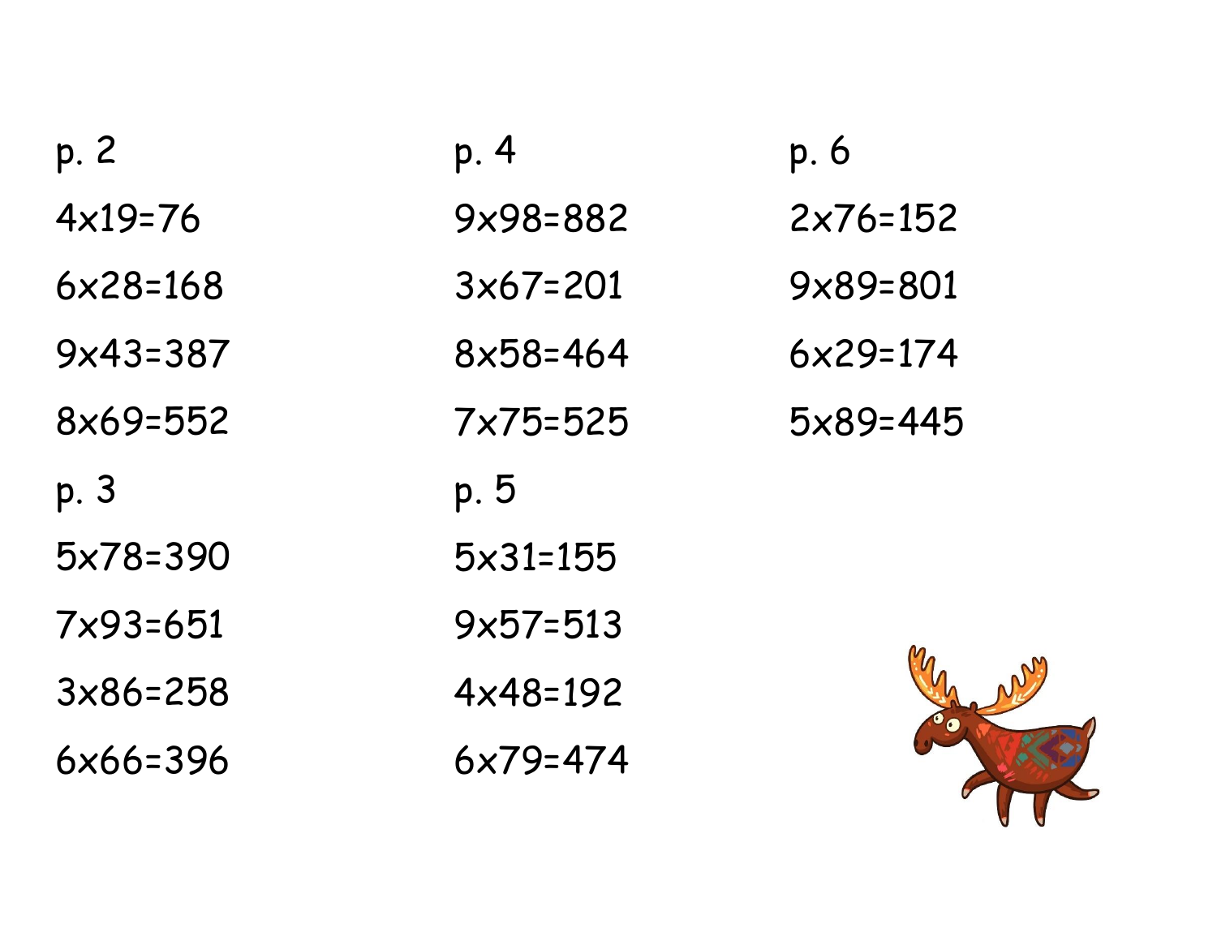p. 2

4x19=76

6x28=168

9x43=387

8x69=552

p. 3

5x78=390

7x93=651

3x86=258

6x66=396

p. 4

9x98=882

3x67=201

8x58=464

7x75=525

p. 5

5x31=155

9x57=513

4x48=192

6x79=474

p. 6

2x76=152

9x89=801

6x29=174

5x89=445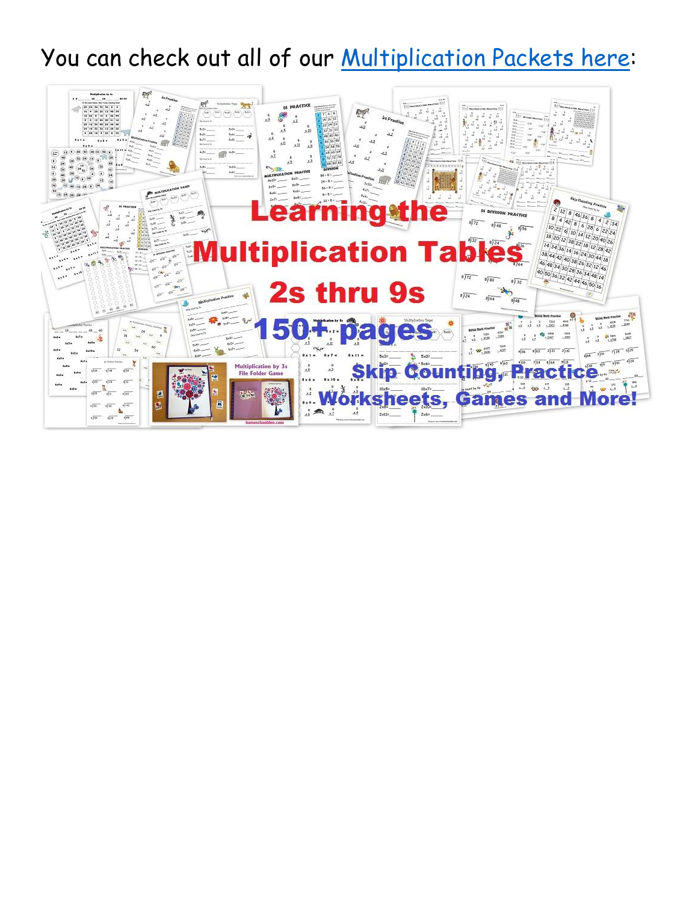You can check out all of our Multiplication Packets here:

Learning the Multiplication Tables

2s thru 9s

150+ pages

Skip Counting, Practice Worksheets, Games and More!